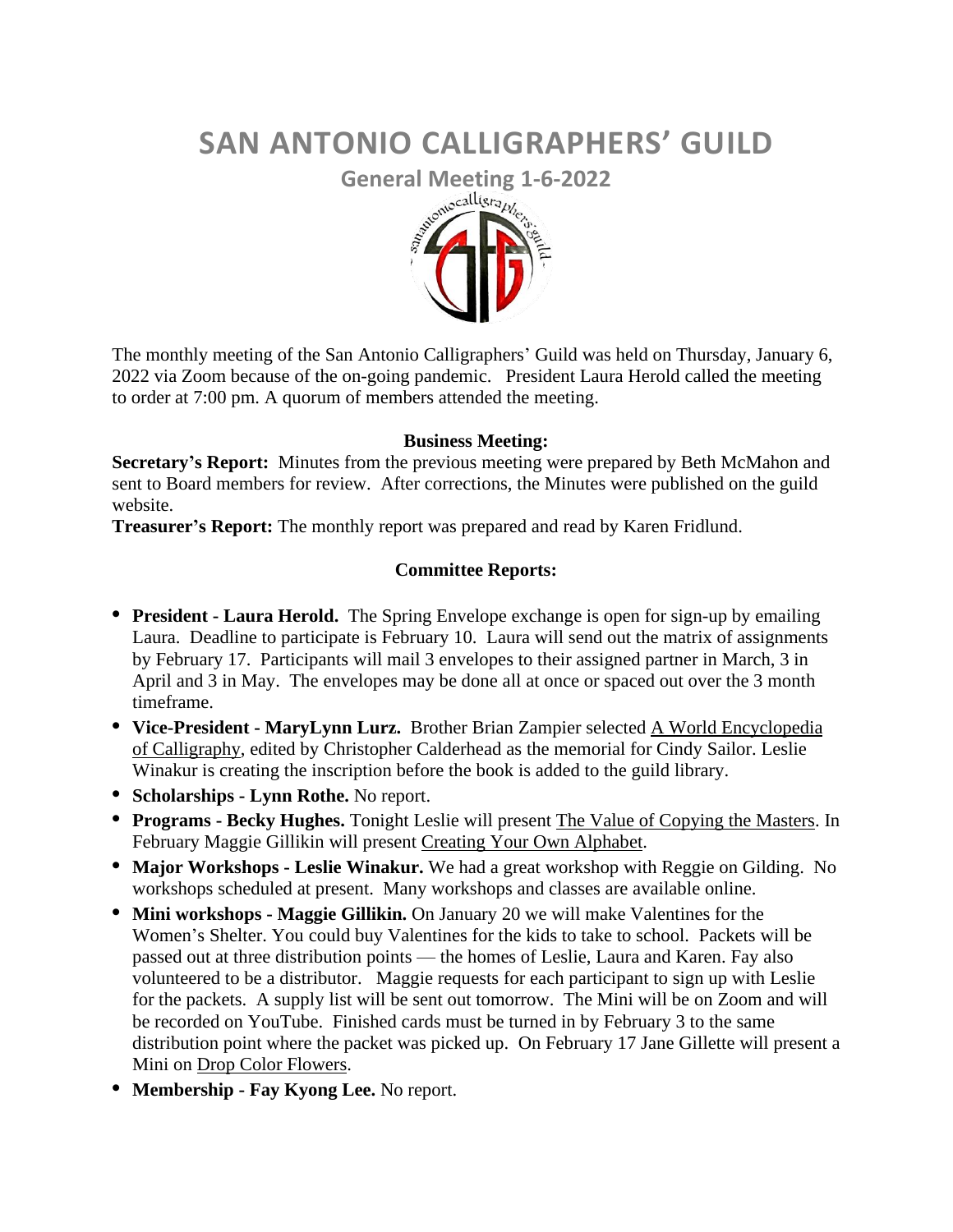# SAN ANTONIO CALLIGRAPHERS' GUILD

## General Meeting 1-6-2022

The monthly meeting of the San Antonio Calligraphers' Guild was held on Thursday, January 6, 2022 via Zoom because of the on-going pandemic. President Laura Herold called the meeting to order at 7:00 pm. A quorum of members attended the meeting.

### Business Meeting:

**Secretary's Report:** Minutes from the previous meeting were prepared by Beth McMahon and sent to Board members for review. After corrections, the Minutes were published on the guild website.

**Treasurer's Report:** The monthly report was prepared and read by Karen Fridlund.

### Committee Reports:

- **President - Laura Herold.** The Spring Envelope exchange is open for sign-up by emailing Laura. Deadline to participate is February 10. Laura will send out the matrix of assignments by February 17. Participants will mail 3 envelopes to their assigned partner in March, 3 in April and 3 in May. The envelopes may be done all at once or spaced out over the 3 month timeframe.
- **Vice-President - MaryLynn Lurz.** Brother Brian Zampier selected <u>A World Encyclopedia of Calligraphy</u>, edited by Christopher Calderhead as the memorial for Cindy Sailor. Leslie Winakur is creating the inscription before the book is added to the guild library.
- **Scholarships - Lynn Rothe.** No report.
- **Programs - Becky Hughes.** Tonight Leslie will present <u>The Value of Copying the Masters</u>. In February Maggie Gillikin will present <u>Creating Your Own Alphabet</u>.
- **Major Workshops - Leslie Winakur.** We had a great workshop with Reggie on Gilding. No workshops scheduled at present. Many workshops and classes are available online.
- **Mini workshops - Maggie Gillikin.** On January 20 we will make Valentines for the Women's Shelter. You could buy Valentines for the kids to take to school. Packets will be passed out at three distribution points — the homes of Leslie, Laura and Karen. Fay also volunteered to be a distributor. Maggie requests for each participant to sign up with Leslie for the packets. A supply list will be sent out tomorrow. The Mini will be on Zoom and will be recorded on YouTube. Finished cards must be turned in by February 3 to the same distribution point where the packet was picked up. On February 17 Jane Gillette will present a Mini on <u>Drop Color Flowers</u>.
- **Membership - Fay Kyong Lee.** No report.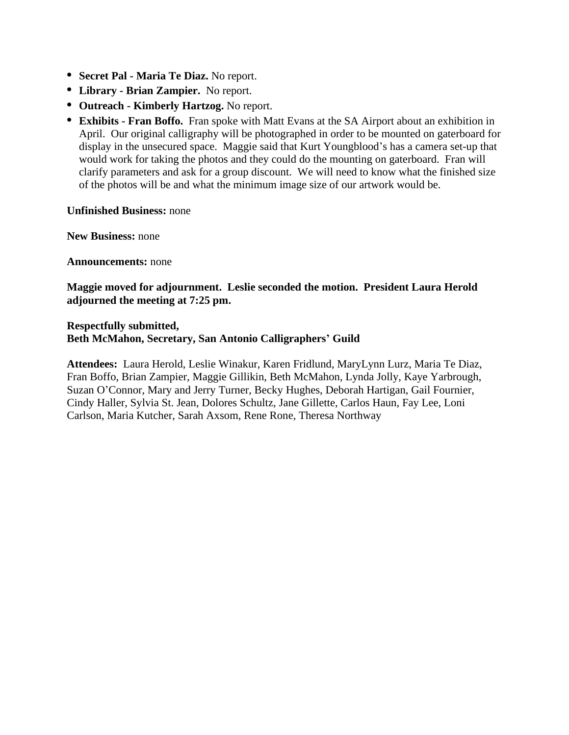- **Secret Pal - Maria Te Diaz.** No report.
- **Library - Brian Zampier.** No report.
- **Outreach - Kimberly Hartzog.** No report.
- **Exhibits - Fran Boffo.** Fran spoke with Matt Evans at the SA Airport about an exhibition in April. Our original calligraphy will be photographed in order to be mounted on gaterboard for display in the unsecured space. Maggie said that Kurt Youngblood's has a camera set-up that would work for taking the photos and they could do the mounting on gaterboard. Fran will clarify parameters and ask for a group discount. We will need to know what the finished size of the photos will be and what the minimum image size of our artwork would be.

**Unfinished Business:** none

**New Business:** none

**Announcements:** none

**Maggie moved for adjournment. Leslie seconded the motion. President Laura Herold adjourned the meeting at 7:25 pm.**

**Respectfully submitted,**
**Beth McMahon, Secretary, San Antonio Calligraphers' Guild**

**Attendees:** Laura Herold, Leslie Winakur, Karen Fridlund, MaryLynn Lurz, Maria Te Diaz, Fran Boffo, Brian Zampier, Maggie Gillikin, Beth McMahon, Lynda Jolly, Kaye Yarbrough, Suzan O'Connor, Mary and Jerry Turner, Becky Hughes, Deborah Hartigan, Gail Fournier, Cindy Haller, Sylvia St. Jean, Dolores Schultz, Jane Gillette, Carlos Haun, Fay Lee, Loni Carlson, Maria Kutcher, Sarah Axsom, Rene Rone, Theresa Northway